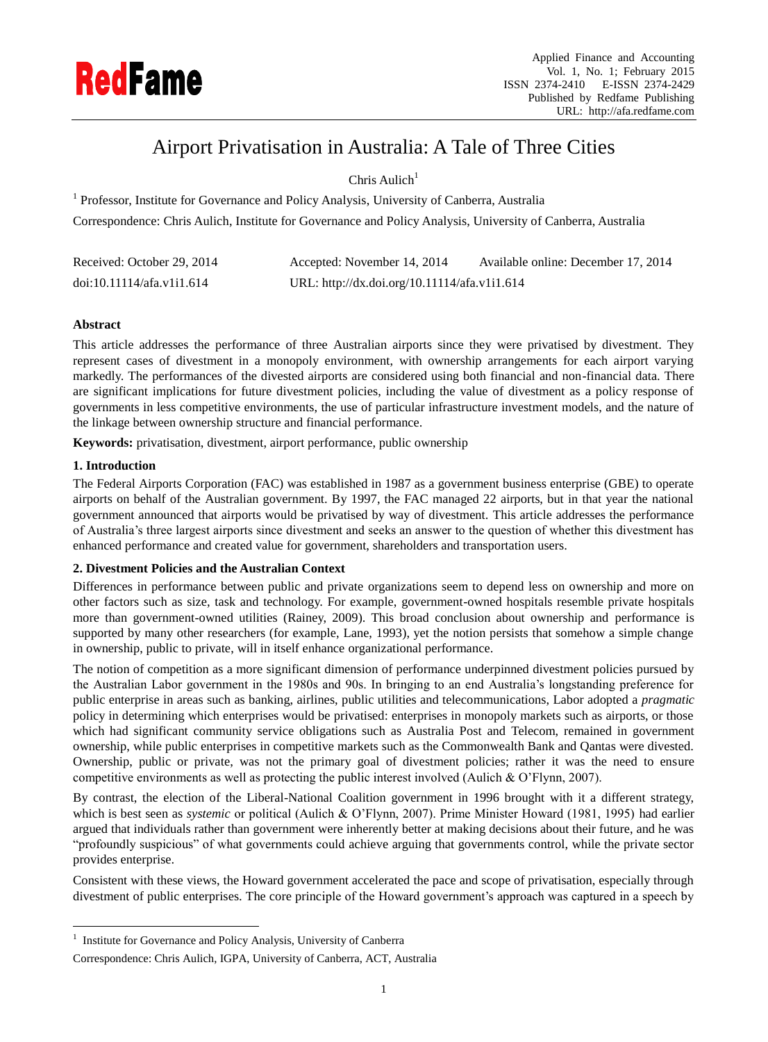# Airport Privatisation in Australia: A Tale of Three Cities

Chris Aulich[1]

[1] Professor, Institute for Governance and Policy Analysis, University of Canberra, Australia

Correspondence: Chris Aulich, Institute for Governance and Policy Analysis, University of Canberra, Australia

Received: October 29, 2014    Accepted: November 14, 2014    Available online: December 17, 2014

doi:10.11114/afa.v1i1.614    URL: http://dx.doi.org/10.11114/afa.v1i1.614

**Abstract**

This article addresses the performance of three Australian airports since they were privatised by divestment. They represent cases of divestment in a monopoly environment, with ownership arrangements for each airport varying markedly. The performances of the divested airports are considered using both financial and non-financial data. There are significant implications for future divestment policies, including the value of divestment as a policy response of governments in less competitive environments, the use of particular infrastructure investment models, and the nature of the linkage between ownership structure and financial performance.

**Keywords:** privatisation, divestment, airport performance, public ownership

## 1. Introduction

The Federal Airports Corporation (FAC) was established in 1987 as a government business enterprise (GBE) to operate airports on behalf of the Australian government. By 1997, the FAC managed 22 airports, but in that year the national government announced that airports would be privatised by way of divestment. This article addresses the performance of Australia's three largest airports since divestment and seeks an answer to the question of whether this divestment has enhanced performance and created value for government, shareholders and transportation users.

## 2. Divestment Policies and the Australian Context

Differences in performance between public and private organizations seem to depend less on ownership and more on other factors such as size, task and technology. For example, government-owned hospitals resemble private hospitals more than government-owned utilities (Rainey, 2009). This broad conclusion about ownership and performance is supported by many other researchers (for example, Lane, 1993), yet the notion persists that somehow a simple change in ownership, public to private, will in itself enhance organizational performance.

The notion of competition as a more significant dimension of performance underpinned divestment policies pursued by the Australian Labor government in the 1980s and 90s. In bringing to an end Australia's longstanding preference for public enterprise in areas such as banking, airlines, public utilities and telecommunications, Labor adopted a *pragmatic* policy in determining which enterprises would be privatised: enterprises in monopoly markets such as airports, or those which had significant community service obligations such as Australia Post and Telecom, remained in government ownership, while public enterprises in competitive markets such as the Commonwealth Bank and Qantas were divested. Ownership, public or private, was not the primary goal of divestment policies; rather it was the need to ensure competitive environments as well as protecting the public interest involved (Aulich & O'Flynn, 2007).

By contrast, the election of the Liberal-National Coalition government in 1996 brought with it a different strategy, which is best seen as *systemic* or political (Aulich & O'Flynn, 2007). Prime Minister Howard (1981, 1995) had earlier argued that individuals rather than government were inherently better at making decisions about their future, and he was "profoundly suspicious" of what governments could achieve arguing that governments control, while the private sector provides enterprise.

Consistent with these views, the Howard government accelerated the pace and scope of privatisation, especially through divestment of public enterprises. The core principle of the Howard government's approach was captured in a speech by

[1] Institute for Governance and Policy Analysis, University of Canberra

Correspondence: Chris Aulich, IGPA, University of Canberra, ACT, Australia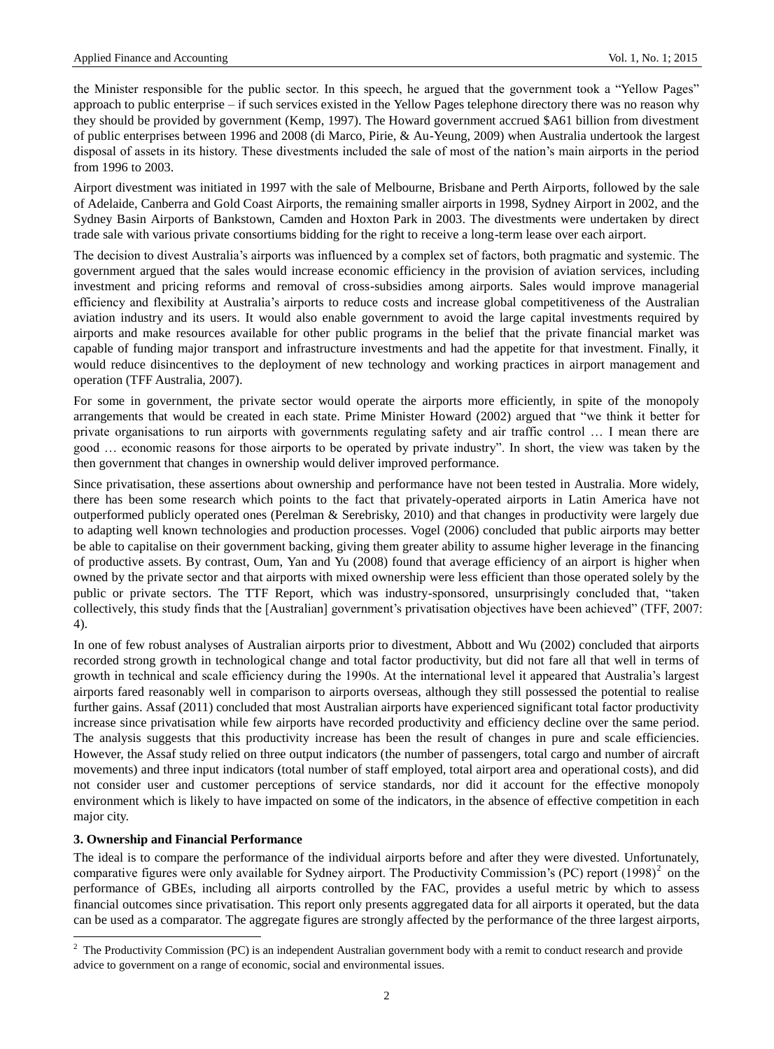the Minister responsible for the public sector. In this speech, he argued that the government took a "Yellow Pages" approach to public enterprise – if such services existed in the Yellow Pages telephone directory there was no reason why they should be provided by government (Kemp, 1997). The Howard government accrued $A61 billion from divestment of public enterprises between 1996 and 2008 (di Marco, Pirie, & Au-Yeung, 2009) when Australia undertook the largest disposal of assets in its history. These divestments included the sale of most of the nation's main airports in the period from 1996 to 2003.

Airport divestment was initiated in 1997 with the sale of Melbourne, Brisbane and Perth Airports, followed by the sale of Adelaide, Canberra and Gold Coast Airports, the remaining smaller airports in 1998, Sydney Airport in 2002, and the Sydney Basin Airports of Bankstown, Camden and Hoxton Park in 2003. The divestments were undertaken by direct trade sale with various private consortiums bidding for the right to receive a long-term lease over each airport.

The decision to divest Australia's airports was influenced by a complex set of factors, both pragmatic and systemic. The government argued that the sales would increase economic efficiency in the provision of aviation services, including investment and pricing reforms and removal of cross-subsidies among airports. Sales would improve managerial efficiency and flexibility at Australia's airports to reduce costs and increase global competitiveness of the Australian aviation industry and its users. It would also enable government to avoid the large capital investments required by airports and make resources available for other public programs in the belief that the private financial market was capable of funding major transport and infrastructure investments and had the appetite for that investment. Finally, it would reduce disincentives to the deployment of new technology and working practices in airport management and operation (TFF Australia, 2007).

For some in government, the private sector would operate the airports more efficiently, in spite of the monopoly arrangements that would be created in each state. Prime Minister Howard (2002) argued that "we think it better for private organisations to run airports with governments regulating safety and air traffic control … I mean there are good … economic reasons for those airports to be operated by private industry". In short, the view was taken by the then government that changes in ownership would deliver improved performance.

Since privatisation, these assertions about ownership and performance have not been tested in Australia. More widely, there has been some research which points to the fact that privately-operated airports in Latin America have not outperformed publicly operated ones (Perelman & Serebrisky, 2010) and that changes in productivity were largely due to adapting well known technologies and production processes. Vogel (2006) concluded that public airports may better be able to capitalise on their government backing, giving them greater ability to assume higher leverage in the financing of productive assets. By contrast, Oum, Yan and Yu (2008) found that average efficiency of an airport is higher when owned by the private sector and that airports with mixed ownership were less efficient than those operated solely by the public or private sectors. The TTF Report, which was industry-sponsored, unsurprisingly concluded that, "taken collectively, this study finds that the [Australian] government's privatisation objectives have been achieved" (TFF, 2007: 4).

In one of few robust analyses of Australian airports prior to divestment, Abbott and Wu (2002) concluded that airports recorded strong growth in technological change and total factor productivity, but did not fare all that well in terms of growth in technical and scale efficiency during the 1990s. At the international level it appeared that Australia's largest airports fared reasonably well in comparison to airports overseas, although they still possessed the potential to realise further gains. Assaf (2011) concluded that most Australian airports have experienced significant total factor productivity increase since privatisation while few airports have recorded productivity and efficiency decline over the same period. The analysis suggests that this productivity increase has been the result of changes in pure and scale efficiencies. However, the Assaf study relied on three output indicators (the number of passengers, total cargo and number of aircraft movements) and three input indicators (total number of staff employed, total airport area and operational costs), and did not consider user and customer perceptions of service standards, nor did it account for the effective monopoly environment which is likely to have impacted on some of the indicators, in the absence of effective competition in each major city.

### 3. Ownership and Financial Performance

The ideal is to compare the performance of the individual airports before and after they were divested. Unfortunately, comparative figures were only available for Sydney airport. The Productivity Commission's (PC) report (1998)[2] on the performance of GBEs, including all airports controlled by the FAC, provides a useful metric by which to assess financial outcomes since privatisation. This report only presents aggregated data for all airports it operated, but the data can be used as a comparator. The aggregate figures are strongly affected by the performance of the three largest airports,

[2] The Productivity Commission (PC) is an independent Australian government body with a remit to conduct research and provide advice to government on a range of economic, social and environmental issues.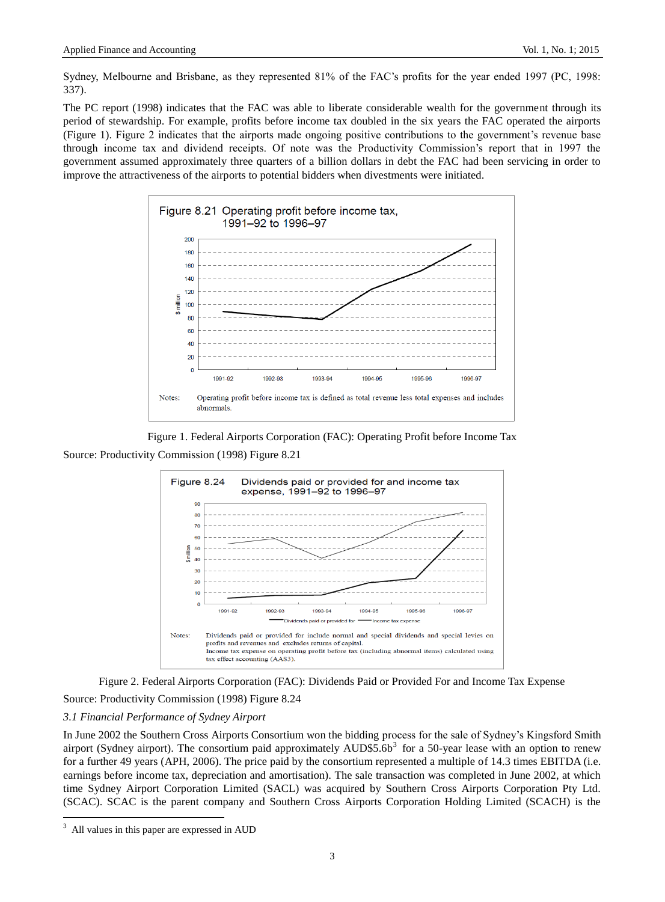Sydney, Melbourne and Brisbane, as they represented 81% of the FAC's profits for the year ended 1997 (PC, 1998: 337).

The PC report (1998) indicates that the FAC was able to liberate considerable wealth for the government through its period of stewardship. For example, profits before income tax doubled in the six years the FAC operated the airports (Figure 1). Figure 2 indicates that the airports made ongoing positive contributions to the government's revenue base through income tax and dividend receipts. Of note was the Productivity Commission's report that in 1997 the government assumed approximately three quarters of a billion dollars in debt the FAC had been servicing in order to improve the attractiveness of the airports to potential bidders when divestments were initiated.

Figure 8.21 Operating profit before income tax, 1991–92 to 1996–97

Notes: Operating profit before income tax is defined as total revenue less total expenses and includes abnormals.

Figure 1. Federal Airports Corporation (FAC): Operating Profit before Income Tax

Source: Productivity Commission (1998) Figure 8.21

Figure 8.24 Dividends paid or provided for and income tax expense, 1991–92 to 1996–97

Notes: Dividends paid or provided for include normal and special dividends and special levies on profits and revenues and excludes returns of capital. Income tax expense on operating profit before tax (including abnormal items) calculated using tax effect accounting (AAS3).

Figure 2. Federal Airports Corporation (FAC): Dividends Paid or Provided For and Income Tax Expense

Source: Productivity Commission (1998) Figure 8.24

*3.1 Financial Performance of Sydney Airport*

In June 2002 the Southern Cross Airports Consortium won the bidding process for the sale of Sydney's Kingsford Smith airport (Sydney airport). The consortium paid approximately AUD$5.6b[3] for a 50-year lease with an option to renew for a further 49 years (APH, 2006). The price paid by the consortium represented a multiple of 14.3 times EBITDA (i.e. earnings before income tax, depreciation and amortisation). The sale transaction was completed in June 2002, at which time Sydney Airport Corporation Limited (SACL) was acquired by Southern Cross Airports Corporation Pty Ltd. (SCAC). SCAC is the parent company and Southern Cross Airports Corporation Holding Limited (SCACH) is the

[3] All values in this paper are expressed in AUD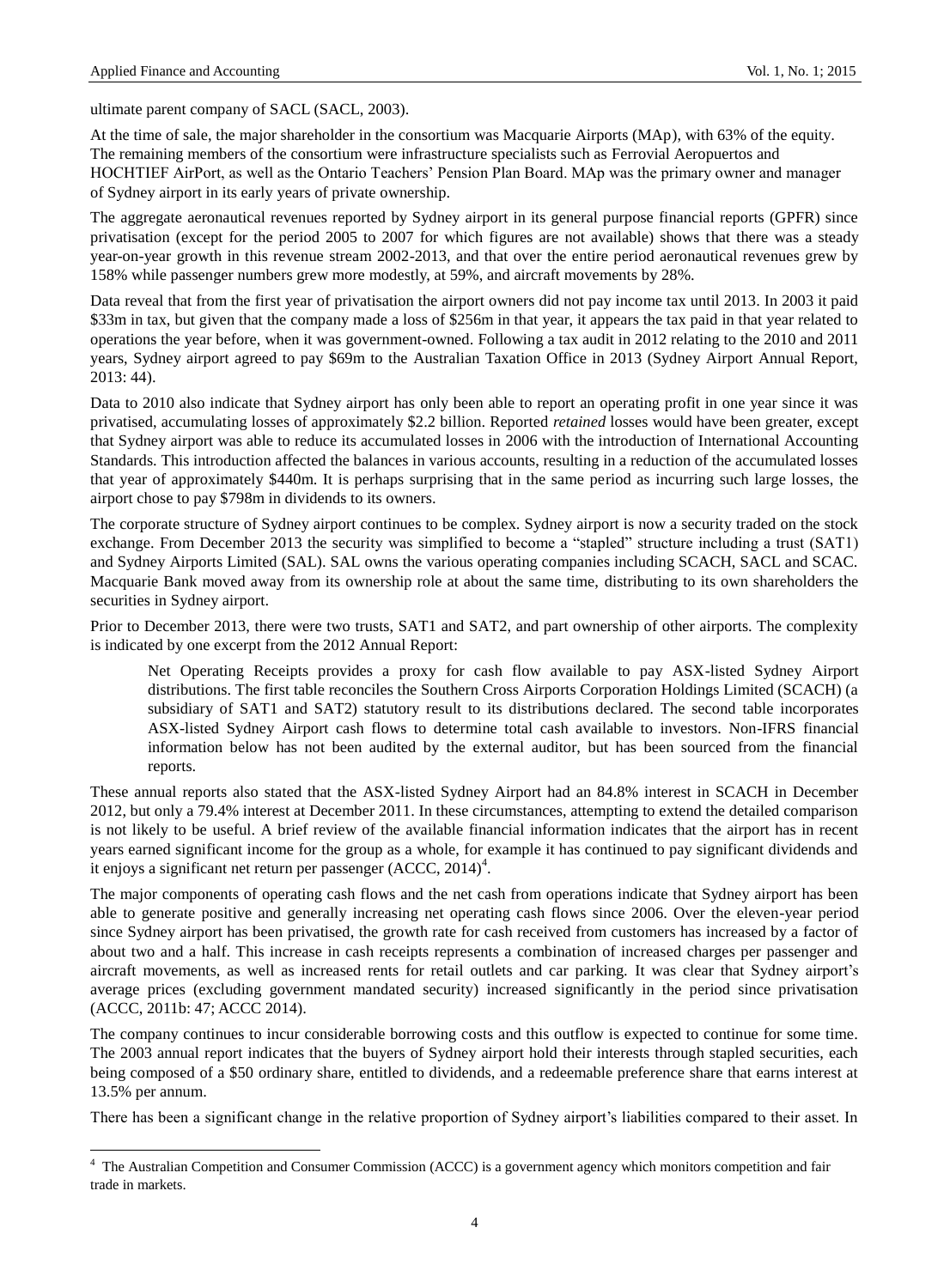ultimate parent company of SACL (SACL, 2003).

At the time of sale, the major shareholder in the consortium was Macquarie Airports (MAp), with 63% of the equity. The remaining members of the consortium were infrastructure specialists such as Ferrovial Aeropuertos and HOCHTIEF AirPort, as well as the Ontario Teachers' Pension Plan Board. MAp was the primary owner and manager of Sydney airport in its early years of private ownership.

The aggregate aeronautical revenues reported by Sydney airport in its general purpose financial reports (GPFR) since privatisation (except for the period 2005 to 2007 for which figures are not available) shows that there was a steady year-on-year growth in this revenue stream 2002-2013, and that over the entire period aeronautical revenues grew by 158% while passenger numbers grew more modestly, at 59%, and aircraft movements by 28%.

Data reveal that from the first year of privatisation the airport owners did not pay income tax until 2013. In 2003 it paid $33m in tax, but given that the company made a loss of $256m in that year, it appears the tax paid in that year related to operations the year before, when it was government-owned. Following a tax audit in 2012 relating to the 2010 and 2011 years, Sydney airport agreed to pay $69m to the Australian Taxation Office in 2013 (Sydney Airport Annual Report, 2013: 44).

Data to 2010 also indicate that Sydney airport has only been able to report an operating profit in one year since it was privatised, accumulating losses of approximately $2.2 billion. Reported *retained* losses would have been greater, except that Sydney airport was able to reduce its accumulated losses in 2006 with the introduction of International Accounting Standards. This introduction affected the balances in various accounts, resulting in a reduction of the accumulated losses that year of approximately $440m. It is perhaps surprising that in the same period as incurring such large losses, the airport chose to pay $798m in dividends to its owners.

The corporate structure of Sydney airport continues to be complex. Sydney airport is now a security traded on the stock exchange. From December 2013 the security was simplified to become a "stapled" structure including a trust (SAT1) and Sydney Airports Limited (SAL). SAL owns the various operating companies including SCACH, SACL and SCAC. Macquarie Bank moved away from its ownership role at about the same time, distributing to its own shareholders the securities in Sydney airport.

Prior to December 2013, there were two trusts, SAT1 and SAT2, and part ownership of other airports. The complexity is indicated by one excerpt from the 2012 Annual Report:

> Net Operating Receipts provides a proxy for cash flow available to pay ASX-listed Sydney Airport distributions. The first table reconciles the Southern Cross Airports Corporation Holdings Limited (SCACH) (a subsidiary of SAT1 and SAT2) statutory result to its distributions declared. The second table incorporates ASX-listed Sydney Airport cash flows to determine total cash available to investors. Non-IFRS financial information below has not been audited by the external auditor, but has been sourced from the financial reports.

These annual reports also stated that the ASX-listed Sydney Airport had an 84.8% interest in SCACH in December 2012, but only a 79.4% interest at December 2011. In these circumstances, attempting to extend the detailed comparison is not likely to be useful. A brief review of the available financial information indicates that the airport has in recent years earned significant income for the group as a whole, for example it has continued to pay significant dividends and it enjoys a significant net return per passenger (ACCC, 2014)[4].

The major components of operating cash flows and the net cash from operations indicate that Sydney airport has been able to generate positive and generally increasing net operating cash flows since 2006. Over the eleven-year period since Sydney airport has been privatised, the growth rate for cash received from customers has increased by a factor of about two and a half. This increase in cash receipts represents a combination of increased charges per passenger and aircraft movements, as well as increased rents for retail outlets and car parking. It was clear that Sydney airport's average prices (excluding government mandated security) increased significantly in the period since privatisation (ACCC, 2011b: 47; ACCC 2014).

The company continues to incur considerable borrowing costs and this outflow is expected to continue for some time. The 2003 annual report indicates that the buyers of Sydney airport hold their interests through stapled securities, each being composed of a $50 ordinary share, entitled to dividends, and a redeemable preference share that earns interest at 13.5% per annum.

There has been a significant change in the relative proportion of Sydney airport's liabilities compared to their asset. In

[4] The Australian Competition and Consumer Commission (ACCC) is a government agency which monitors competition and fair trade in markets.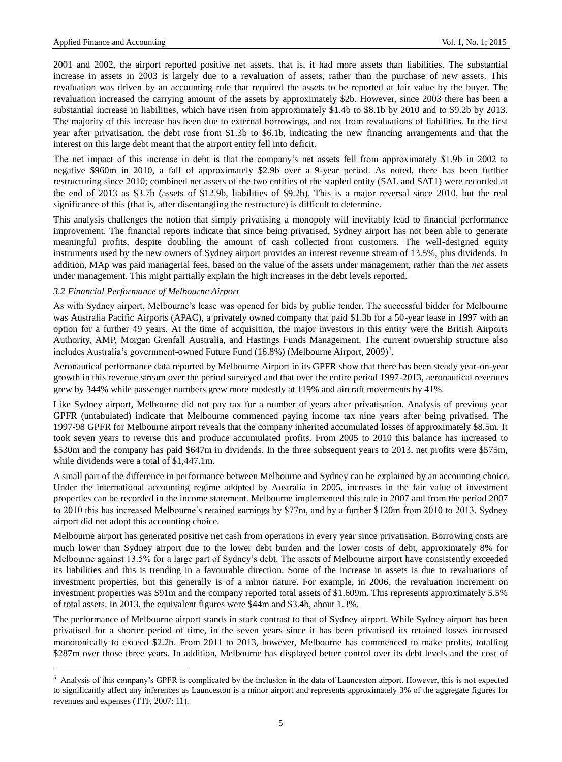2001 and 2002, the airport reported positive net assets, that is, it had more assets than liabilities. The substantial increase in assets in 2003 is largely due to a revaluation of assets, rather than the purchase of new assets. This revaluation was driven by an accounting rule that required the assets to be reported at fair value by the buyer. The revaluation increased the carrying amount of the assets by approximately $2b. However, since 2003 there has been a substantial increase in liabilities, which have risen from approximately $1.4b to $8.1b by 2010 and to $9.2b by 2013. The majority of this increase has been due to external borrowings, and not from revaluations of liabilities. In the first year after privatisation, the debt rose from $1.3b to $6.1b, indicating the new financing arrangements and that the interest on this large debt meant that the airport entity fell into deficit.

The net impact of this increase in debt is that the company's net assets fell from approximately $1.9b in 2002 to negative $960m in 2010, a fall of approximately $2.9b over a 9-year period. As noted, there has been further restructuring since 2010; combined net assets of the two entities of the stapled entity (SAL and SAT1) were recorded at the end of 2013 as $3.7b (assets of $12.9b, liabilities of $9.2b). This is a major reversal since 2010, but the real significance of this (that is, after disentangling the restructure) is difficult to determine.

This analysis challenges the notion that simply privatising a monopoly will inevitably lead to financial performance improvement. The financial reports indicate that since being privatised, Sydney airport has not been able to generate meaningful profits, despite doubling the amount of cash collected from customers. The well-designed equity instruments used by the new owners of Sydney airport provides an interest revenue stream of 13.5%, plus dividends. In addition, MAp was paid managerial fees, based on the value of the assets under management, rather than the *net* assets under management. This might partially explain the high increases in the debt levels reported.

### *3.2 Financial Performance of Melbourne Airport*

As with Sydney airport, Melbourne's lease was opened for bids by public tender. The successful bidder for Melbourne was Australia Pacific Airports (APAC), a privately owned company that paid $1.3b for a 50-year lease in 1997 with an option for a further 49 years. At the time of acquisition, the major investors in this entity were the British Airports Authority, AMP, Morgan Grenfall Australia, and Hastings Funds Management. The current ownership structure also includes Australia's government-owned Future Fund (16.8%) (Melbourne Airport, 2009)[5].

Aeronautical performance data reported by Melbourne Airport in its GPFR show that there has been steady year-on-year growth in this revenue stream over the period surveyed and that over the entire period 1997-2013, aeronautical revenues grew by 344% while passenger numbers grew more modestly at 119% and aircraft movements by 41%.

Like Sydney airport, Melbourne did not pay tax for a number of years after privatisation. Analysis of previous year GPFR (untabulated) indicate that Melbourne commenced paying income tax nine years after being privatised. The 1997-98 GPFR for Melbourne airport reveals that the company inherited accumulated losses of approximately $8.5m. It took seven years to reverse this and produce accumulated profits. From 2005 to 2010 this balance has increased to $530m and the company has paid $647m in dividends. In the three subsequent years to 2013, net profits were $575m, while dividends were a total of $1,447.1m.

A small part of the difference in performance between Melbourne and Sydney can be explained by an accounting choice. Under the international accounting regime adopted by Australia in 2005, increases in the fair value of investment properties can be recorded in the income statement. Melbourne implemented this rule in 2007 and from the period 2007 to 2010 this has increased Melbourne's retained earnings by $77m, and by a further $120m from 2010 to 2013. Sydney airport did not adopt this accounting choice.

Melbourne airport has generated positive net cash from operations in every year since privatisation. Borrowing costs are much lower than Sydney airport due to the lower debt burden and the lower costs of debt, approximately 8% for Melbourne against 13.5% for a large part of Sydney's debt. The assets of Melbourne airport have consistently exceeded its liabilities and this is trending in a favourable direction. Some of the increase in assets is due to revaluations of investment properties, but this generally is of a minor nature. For example, in 2006, the revaluation increment on investment properties was $91m and the company reported total assets of $1,609m. This represents approximately 5.5% of total assets. In 2013, the equivalent figures were $44m and $3.4b, about 1.3%.

The performance of Melbourne airport stands in stark contrast to that of Sydney airport. While Sydney airport has been privatised for a shorter period of time, in the seven years since it has been privatised its retained losses increased monotonically to exceed $2.2b. From 2011 to 2013, however, Melbourne has commenced to make profits, totalling $287m over those three years. In addition, Melbourne has displayed better control over its debt levels and the cost of

[5] Analysis of this company's GPFR is complicated by the inclusion in the data of Launceston airport. However, this is not expected to significantly affect any inferences as Launceston is a minor airport and represents approximately 3% of the aggregate figures for revenues and expenses (TTF, 2007: 11).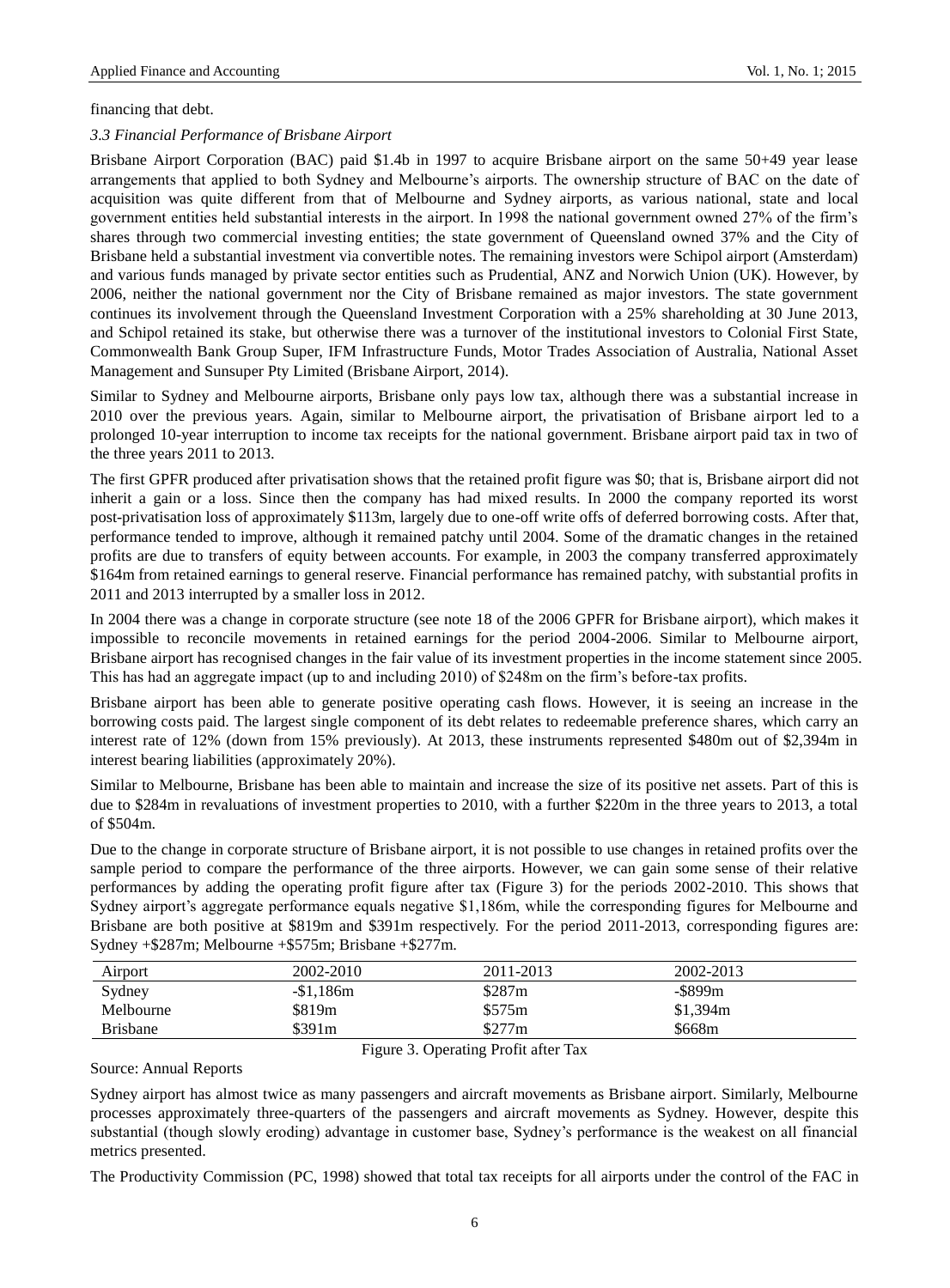financing that debt.

### *3.3 Financial Performance of Brisbane Airport*

Brisbane Airport Corporation (BAC) paid $1.4b in 1997 to acquire Brisbane airport on the same 50+49 year lease arrangements that applied to both Sydney and Melbourne's airports. The ownership structure of BAC on the date of acquisition was quite different from that of Melbourne and Sydney airports, as various national, state and local government entities held substantial interests in the airport. In 1998 the national government owned 27% of the firm's shares through two commercial investing entities; the state government of Queensland owned 37% and the City of Brisbane held a substantial investment via convertible notes. The remaining investors were Schipol airport (Amsterdam) and various funds managed by private sector entities such as Prudential, ANZ and Norwich Union (UK). However, by 2006, neither the national government nor the City of Brisbane remained as major investors. The state government continues its involvement through the Queensland Investment Corporation with a 25% shareholding at 30 June 2013, and Schipol retained its stake, but otherwise there was a turnover of the institutional investors to Colonial First State, Commonwealth Bank Group Super, IFM Infrastructure Funds, Motor Trades Association of Australia, National Asset Management and Sunsuper Pty Limited (Brisbane Airport, 2014).

Similar to Sydney and Melbourne airports, Brisbane only pays low tax, although there was a substantial increase in 2010 over the previous years. Again, similar to Melbourne airport, the privatisation of Brisbane airport led to a prolonged 10-year interruption to income tax receipts for the national government. Brisbane airport paid tax in two of the three years 2011 to 2013.

The first GPFR produced after privatisation shows that the retained profit figure was $0; that is, Brisbane airport did not inherit a gain or a loss. Since then the company has had mixed results. In 2000 the company reported its worst post-privatisation loss of approximately $113m, largely due to one-off write offs of deferred borrowing costs. After that, performance tended to improve, although it remained patchy until 2004. Some of the dramatic changes in the retained profits are due to transfers of equity between accounts. For example, in 2003 the company transferred approximately $164m from retained earnings to general reserve. Financial performance has remained patchy, with substantial profits in 2011 and 2013 interrupted by a smaller loss in 2012.

In 2004 there was a change in corporate structure (see note 18 of the 2006 GPFR for Brisbane airport), which makes it impossible to reconcile movements in retained earnings for the period 2004-2006. Similar to Melbourne airport, Brisbane airport has recognised changes in the fair value of its investment properties in the income statement since 2005. This has had an aggregate impact (up to and including 2010) of $248m on the firm's before-tax profits.

Brisbane airport has been able to generate positive operating cash flows. However, it is seeing an increase in the borrowing costs paid. The largest single component of its debt relates to redeemable preference shares, which carry an interest rate of 12% (down from 15% previously). At 2013, these instruments represented $480m out of $2,394m in interest bearing liabilities (approximately 20%).

Similar to Melbourne, Brisbane has been able to maintain and increase the size of its positive net assets. Part of this is due to $284m in revaluations of investment properties to 2010, with a further $220m in the three years to 2013, a total of $504m.

Due to the change in corporate structure of Brisbane airport, it is not possible to use changes in retained profits over the sample period to compare the performance of the three airports. However, we can gain some sense of their relative performances by adding the operating profit figure after tax (Figure 3) for the periods 2002-2010. This shows that Sydney airport's aggregate performance equals negative $1,186m, while the corresponding figures for Melbourne and Brisbane are both positive at $819m and $391m respectively. For the period 2011-2013, corresponding figures are: Sydney +$287m; Melbourne +$575m; Brisbane +$277m.

| Airport | 2002-2010 | 2011-2013 | 2002-2013 |
|---|---|---|---|
| Sydney | -$1,186m | $287m | -$899m |
| Melbourne | $819m | $575m | $1,394m |
| Brisbane | $391m | $277m | $668m |

Figure 3. Operating Profit after Tax

Source: Annual Reports

Sydney airport has almost twice as many passengers and aircraft movements as Brisbane airport. Similarly, Melbourne processes approximately three-quarters of the passengers and aircraft movements as Sydney. However, despite this substantial (though slowly eroding) advantage in customer base, Sydney's performance is the weakest on all financial metrics presented.

The Productivity Commission (PC, 1998) showed that total tax receipts for all airports under the control of the FAC in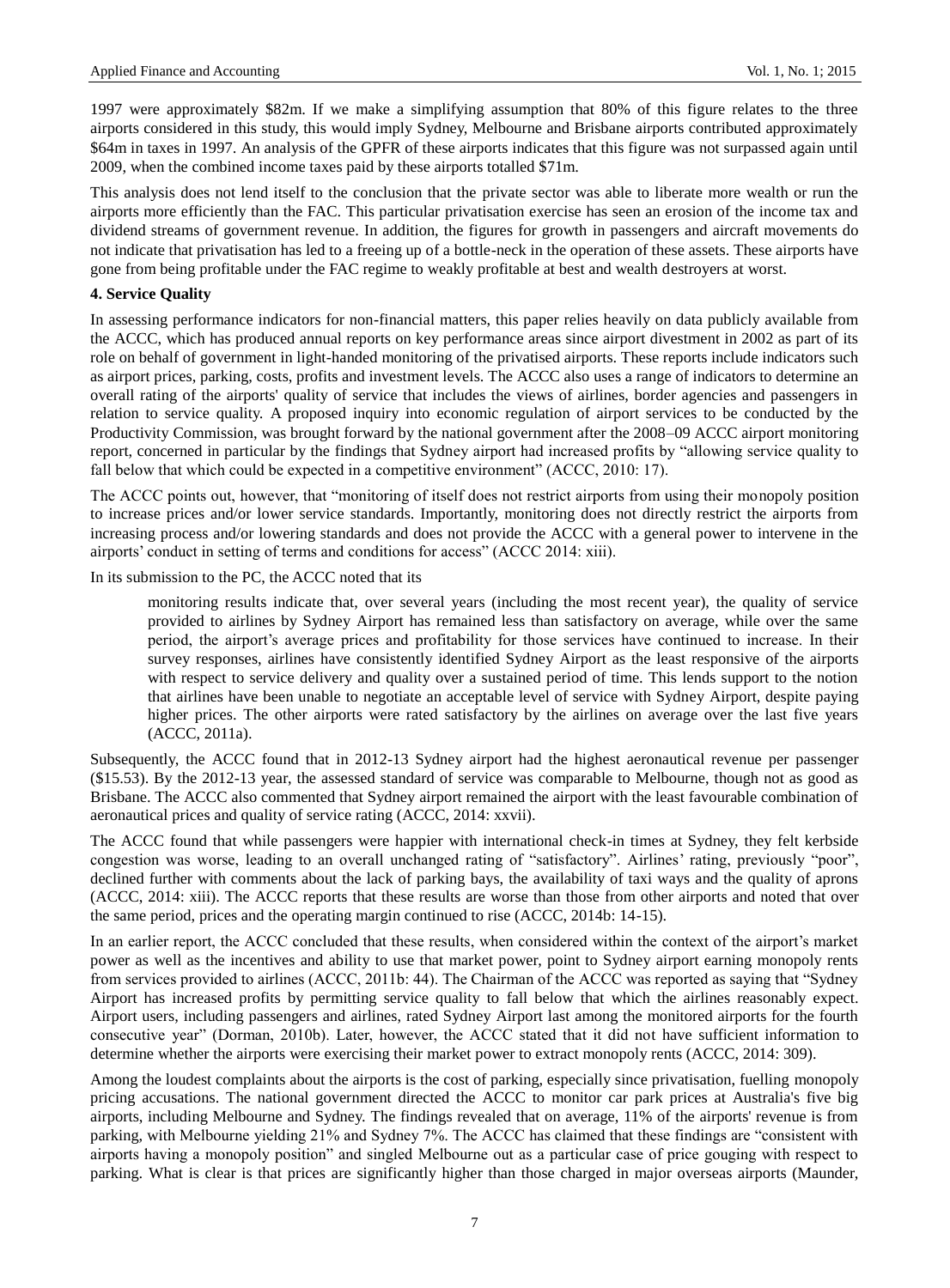1997 were approximately \$82m. If we make a simplifying assumption that 80% of this figure relates to the three airports considered in this study, this would imply Sydney, Melbourne and Brisbane airports contributed approximately \$64m in taxes in 1997. An analysis of the GPFR of these airports indicates that this figure was not surpassed again until 2009, when the combined income taxes paid by these airports totalled \$71m.

This analysis does not lend itself to the conclusion that the private sector was able to liberate more wealth or run the airports more efficiently than the FAC. This particular privatisation exercise has seen an erosion of the income tax and dividend streams of government revenue. In addition, the figures for growth in passengers and aircraft movements do not indicate that privatisation has led to a freeing up of a bottle-neck in the operation of these assets. These airports have gone from being profitable under the FAC regime to weakly profitable at best and wealth destroyers at worst.

## 4. Service Quality

In assessing performance indicators for non-financial matters, this paper relies heavily on data publicly available from the ACCC, which has produced annual reports on key performance areas since airport divestment in 2002 as part of its role on behalf of government in light-handed monitoring of the privatised airports. These reports include indicators such as airport prices, parking, costs, profits and investment levels. The ACCC also uses a range of indicators to determine an overall rating of the airports' quality of service that includes the views of airlines, border agencies and passengers in relation to service quality. A proposed inquiry into economic regulation of airport services to be conducted by the Productivity Commission, was brought forward by the national government after the 2008–09 ACCC airport monitoring report, concerned in particular by the findings that Sydney airport had increased profits by "allowing service quality to fall below that which could be expected in a competitive environment" (ACCC, 2010: 17).

The ACCC points out, however, that "monitoring of itself does not restrict airports from using their monopoly position to increase prices and/or lower service standards. Importantly, monitoring does not directly restrict the airports from increasing process and/or lowering standards and does not provide the ACCC with a general power to intervene in the airports' conduct in setting of terms and conditions for access" (ACCC 2014: xiii).

In its submission to the PC, the ACCC noted that its

> monitoring results indicate that, over several years (including the most recent year), the quality of service provided to airlines by Sydney Airport has remained less than satisfactory on average, while over the same period, the airport's average prices and profitability for those services have continued to increase. In their survey responses, airlines have consistently identified Sydney Airport as the least responsive of the airports with respect to service delivery and quality over a sustained period of time. This lends support to the notion that airlines have been unable to negotiate an acceptable level of service with Sydney Airport, despite paying higher prices. The other airports were rated satisfactory by the airlines on average over the last five years (ACCC, 2011a).

Subsequently, the ACCC found that in 2012-13 Sydney airport had the highest aeronautical revenue per passenger (\$15.53). By the 2012-13 year, the assessed standard of service was comparable to Melbourne, though not as good as Brisbane. The ACCC also commented that Sydney airport remained the airport with the least favourable combination of aeronautical prices and quality of service rating (ACCC, 2014: xxvii).

The ACCC found that while passengers were happier with international check-in times at Sydney, they felt kerbside congestion was worse, leading to an overall unchanged rating of "satisfactory". Airlines' rating, previously "poor", declined further with comments about the lack of parking bays, the availability of taxi ways and the quality of aprons (ACCC, 2014: xiii). The ACCC reports that these results are worse than those from other airports and noted that over the same period, prices and the operating margin continued to rise (ACCC, 2014b: 14-15).

In an earlier report, the ACCC concluded that these results, when considered within the context of the airport's market power as well as the incentives and ability to use that market power, point to Sydney airport earning monopoly rents from services provided to airlines (ACCC, 2011b: 44). The Chairman of the ACCC was reported as saying that "Sydney Airport has increased profits by permitting service quality to fall below that which the airlines reasonably expect. Airport users, including passengers and airlines, rated Sydney Airport last among the monitored airports for the fourth consecutive year" (Dorman, 2010b). Later, however, the ACCC stated that it did not have sufficient information to determine whether the airports were exercising their market power to extract monopoly rents (ACCC, 2014: 309).

Among the loudest complaints about the airports is the cost of parking, especially since privatisation, fuelling monopoly pricing accusations. The national government directed the ACCC to monitor car park prices at Australia's five big airports, including Melbourne and Sydney. The findings revealed that on average, 11% of the airports' revenue is from parking, with Melbourne yielding 21% and Sydney 7%. The ACCC has claimed that these findings are "consistent with airports having a monopoly position" and singled Melbourne out as a particular case of price gouging with respect to parking. What is clear is that prices are significantly higher than those charged in major overseas airports (Maunder,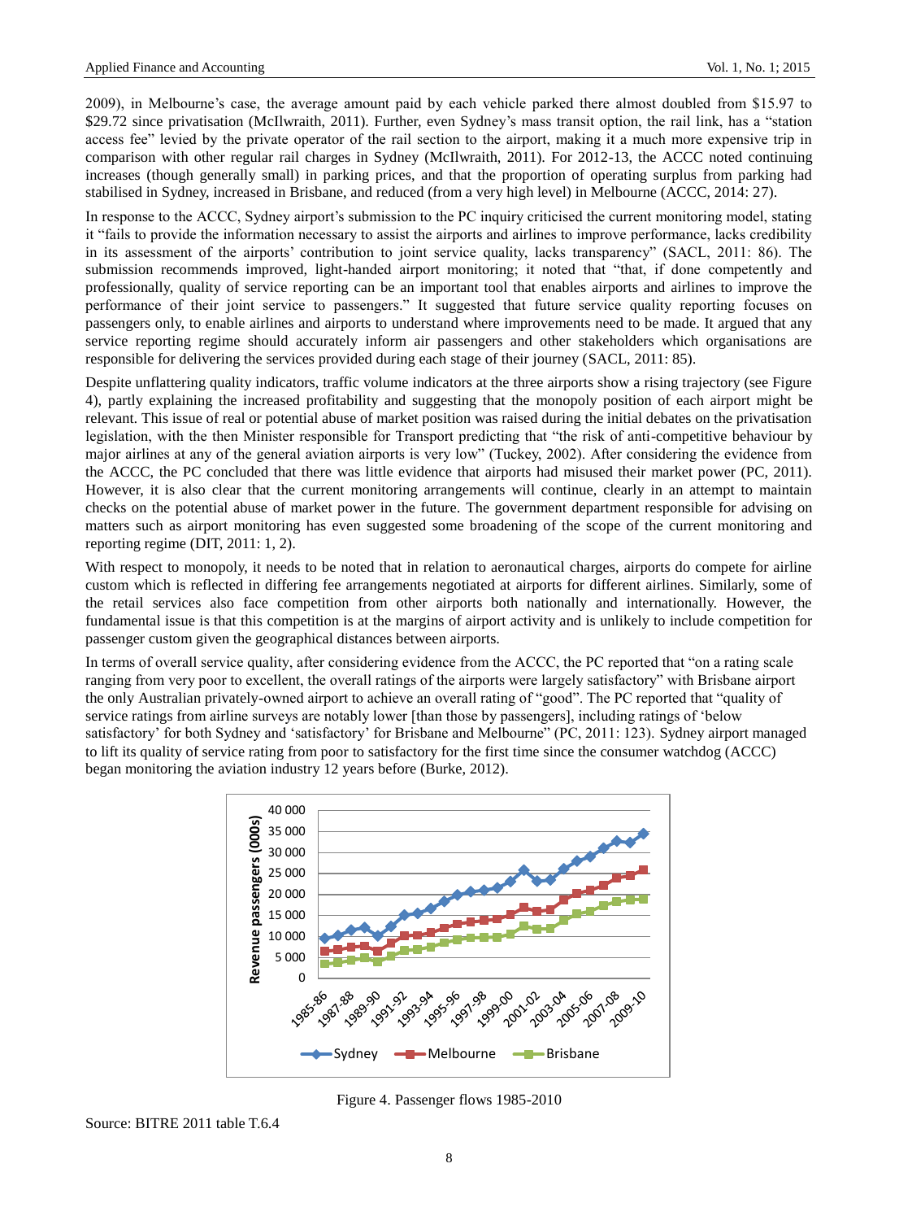2009), in Melbourne's case, the average amount paid by each vehicle parked there almost doubled from $15.97 to $29.72 since privatisation (McIlwraith, 2011). Further, even Sydney's mass transit option, the rail link, has a "station access fee" levied by the private operator of the rail section to the airport, making it a much more expensive trip in comparison with other regular rail charges in Sydney (McIlwraith, 2011). For 2012-13, the ACCC noted continuing increases (though generally small) in parking prices, and that the proportion of operating surplus from parking had stabilised in Sydney, increased in Brisbane, and reduced (from a very high level) in Melbourne (ACCC, 2014: 27).

In response to the ACCC, Sydney airport's submission to the PC inquiry criticised the current monitoring model, stating it "fails to provide the information necessary to assist the airports and airlines to improve performance, lacks credibility in its assessment of the airports' contribution to joint service quality, lacks transparency" (SACL, 2011: 86). The submission recommends improved, light-handed airport monitoring; it noted that "that, if done competently and professionally, quality of service reporting can be an important tool that enables airports and airlines to improve the performance of their joint service to passengers." It suggested that future service quality reporting focuses on passengers only, to enable airlines and airports to understand where improvements need to be made. It argued that any service reporting regime should accurately inform air passengers and other stakeholders which organisations are responsible for delivering the services provided during each stage of their journey (SACL, 2011: 85).

Despite unflattering quality indicators, traffic volume indicators at the three airports show a rising trajectory (see Figure 4), partly explaining the increased profitability and suggesting that the monopoly position of each airport might be relevant. This issue of real or potential abuse of market position was raised during the initial debates on the privatisation legislation, with the then Minister responsible for Transport predicting that "the risk of anti-competitive behaviour by major airlines at any of the general aviation airports is very low" (Tuckey, 2002). After considering the evidence from the ACCC, the PC concluded that there was little evidence that airports had misused their market power (PC, 2011). However, it is also clear that the current monitoring arrangements will continue, clearly in an attempt to maintain checks on the potential abuse of market power in the future. The government department responsible for advising on matters such as airport monitoring has even suggested some broadening of the scope of the current monitoring and reporting regime (DIT, 2011: 1, 2).

With respect to monopoly, it needs to be noted that in relation to aeronautical charges, airports do compete for airline custom which is reflected in differing fee arrangements negotiated at airports for different airlines. Similarly, some of the retail services also face competition from other airports both nationally and internationally. However, the fundamental issue is that this competition is at the margins of airport activity and is unlikely to include competition for passenger custom given the geographical distances between airports.

In terms of overall service quality, after considering evidence from the ACCC, the PC reported that "on a rating scale ranging from very poor to excellent, the overall ratings of the airports were largely satisfactory" with Brisbane airport the only Australian privately-owned airport to achieve an overall rating of "good". The PC reported that "quality of service ratings from airline surveys are notably lower [than those by passengers], including ratings of 'below satisfactory' for both Sydney and 'satisfactory' for Brisbane and Melbourne" (PC, 2011: 123). Sydney airport managed to lift its quality of service rating from poor to satisfactory for the first time since the consumer watchdog (ACCC) began monitoring the aviation industry 12 years before (Burke, 2012).

Figure 4. Passenger flows 1985-2010

Source: BITRE 2011 table T.6.4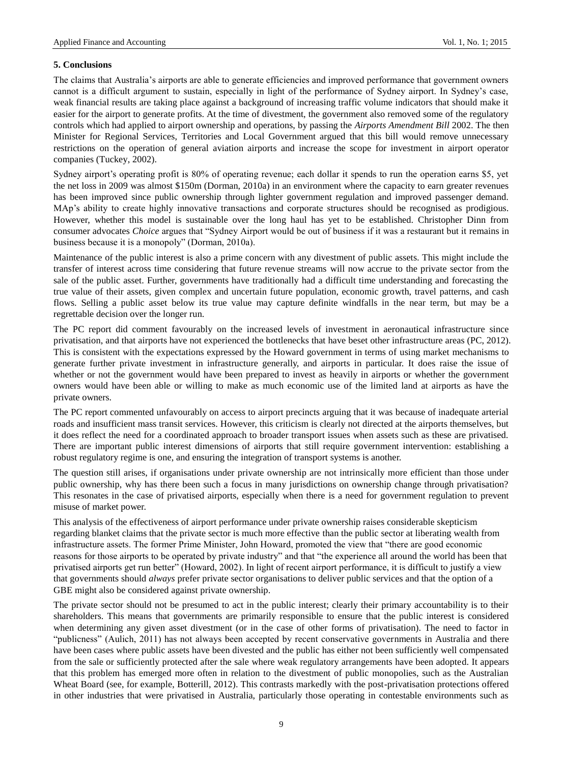### 5. Conclusions

The claims that Australia's airports are able to generate efficiencies and improved performance that government owners cannot is a difficult argument to sustain, especially in light of the performance of Sydney airport. In Sydney's case, weak financial results are taking place against a background of increasing traffic volume indicators that should make it easier for the airport to generate profits. At the time of divestment, the government also removed some of the regulatory controls which had applied to airport ownership and operations, by passing the *Airports Amendment Bill* 2002. The then Minister for Regional Services, Territories and Local Government argued that this bill would remove unnecessary restrictions on the operation of general aviation airports and increase the scope for investment in airport operator companies (Tuckey, 2002).

Sydney airport's operating profit is 80% of operating revenue; each dollar it spends to run the operation earns $5, yet the net loss in 2009 was almost $150m (Dorman, 2010a) in an environment where the capacity to earn greater revenues has been improved since public ownership through lighter government regulation and improved passenger demand. MAp's ability to create highly innovative transactions and corporate structures should be recognised as prodigious. However, whether this model is sustainable over the long haul has yet to be established. Christopher Dinn from consumer advocates *Choice* argues that "Sydney Airport would be out of business if it was a restaurant but it remains in business because it is a monopoly" (Dorman, 2010a).

Maintenance of the public interest is also a prime concern with any divestment of public assets. This might include the transfer of interest across time considering that future revenue streams will now accrue to the private sector from the sale of the public asset. Further, governments have traditionally had a difficult time understanding and forecasting the true value of their assets, given complex and uncertain future population, economic growth, travel patterns, and cash flows. Selling a public asset below its true value may capture definite windfalls in the near term, but may be a regrettable decision over the longer run.

The PC report did comment favourably on the increased levels of investment in aeronautical infrastructure since privatisation, and that airports have not experienced the bottlenecks that have beset other infrastructure areas (PC, 2012). This is consistent with the expectations expressed by the Howard government in terms of using market mechanisms to generate further private investment in infrastructure generally, and airports in particular. It does raise the issue of whether or not the government would have been prepared to invest as heavily in airports or whether the government owners would have been able or willing to make as much economic use of the limited land at airports as have the private owners.

The PC report commented unfavourably on access to airport precincts arguing that it was because of inadequate arterial roads and insufficient mass transit services. However, this criticism is clearly not directed at the airports themselves, but it does reflect the need for a coordinated approach to broader transport issues when assets such as these are privatised. There are important public interest dimensions of airports that still require government intervention: establishing a robust regulatory regime is one, and ensuring the integration of transport systems is another.

The question still arises, if organisations under private ownership are not intrinsically more efficient than those under public ownership, why has there been such a focus in many jurisdictions on ownership change through privatisation? This resonates in the case of privatised airports, especially when there is a need for government regulation to prevent misuse of market power.

This analysis of the effectiveness of airport performance under private ownership raises considerable skepticism regarding blanket claims that the private sector is much more effective than the public sector at liberating wealth from infrastructure assets. The former Prime Minister, John Howard, promoted the view that "there are good economic reasons for those airports to be operated by private industry" and that "the experience all around the world has been that privatised airports get run better" (Howard, 2002). In light of recent airport performance, it is difficult to justify a view that governments should *always* prefer private sector organisations to deliver public services and that the option of a GBE might also be considered against private ownership.

The private sector should not be presumed to act in the public interest; clearly their primary accountability is to their shareholders. This means that governments are primarily responsible to ensure that the public interest is considered when determining any given asset divestment (or in the case of other forms of privatisation). The need to factor in "publicness" (Aulich, 2011) has not always been accepted by recent conservative governments in Australia and there have been cases where public assets have been divested and the public has either not been sufficiently well compensated from the sale or sufficiently protected after the sale where weak regulatory arrangements have been adopted. It appears that this problem has emerged more often in relation to the divestment of public monopolies, such as the Australian Wheat Board (see, for example, Botterill, 2012). This contrasts markedly with the post-privatisation protections offered in other industries that were privatised in Australia, particularly those operating in contestable environments such as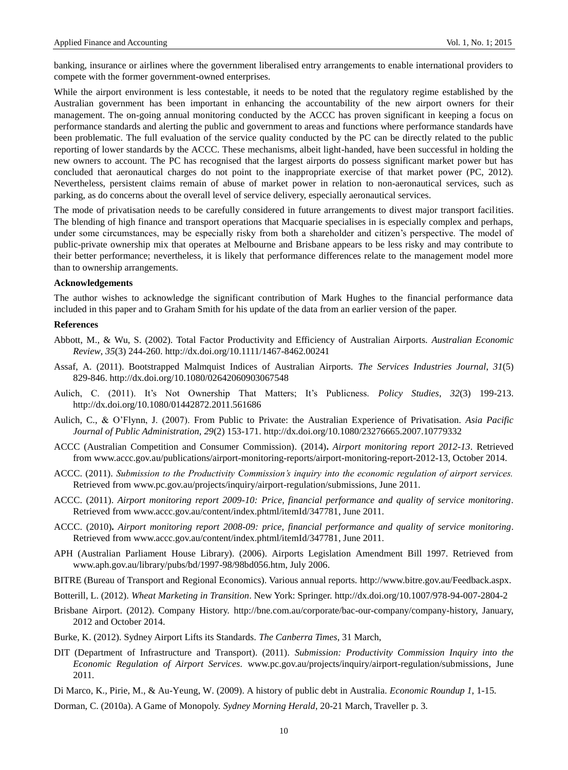banking, insurance or airlines where the government liberalised entry arrangements to enable international providers to compete with the former government-owned enterprises.

While the airport environment is less contestable, it needs to be noted that the regulatory regime established by the Australian government has been important in enhancing the accountability of the new airport owners for their management. The on-going annual monitoring conducted by the ACCC has proven significant in keeping a focus on performance standards and alerting the public and government to areas and functions where performance standards have been problematic. The full evaluation of the service quality conducted by the PC can be directly related to the public reporting of lower standards by the ACCC. These mechanisms, albeit light-handed, have been successful in holding the new owners to account. The PC has recognised that the largest airports do possess significant market power but has concluded that aeronautical charges do not point to the inappropriate exercise of that market power (PC, 2012). Nevertheless, persistent claims remain of abuse of market power in relation to non-aeronautical services, such as parking, as do concerns about the overall level of service delivery, especially aeronautical services.

The mode of privatisation needs to be carefully considered in future arrangements to divest major transport facilities. The blending of high finance and transport operations that Macquarie specialises in is especially complex and perhaps, under some circumstances, may be especially risky from both a shareholder and citizen's perspective. The model of public-private ownership mix that operates at Melbourne and Brisbane appears to be less risky and may contribute to their better performance; nevertheless, it is likely that performance differences relate to the management model more than to ownership arrangements.

**Acknowledgements**

The author wishes to acknowledge the significant contribution of Mark Hughes to the financial performance data included in this paper and to Graham Smith for his update of the data from an earlier version of the paper.

**References**

Abbott, M., & Wu, S. (2002). Total Factor Productivity and Efficiency of Australian Airports. *Australian Economic Review, 35*(3) 244-260. http://dx.doi.org/10.1111/1467-8462.00241

Assaf, A. (2011). Bootstrapped Malmquist Indices of Australian Airports. *The Services Industries Journal, 31*(5) 829-846. http://dx.doi.org/10.1080/02642060903067548

Aulich, C. (2011). It's Not Ownership That Matters; It's Publicness. *Policy Studies*, *32*(3) 199-213. http://dx.doi.org/10.1080/01442872.2011.561686

Aulich, C., & O'Flynn, J. (2007). From Public to Private: the Australian Experience of Privatisation. *Asia Pacific Journal of Public Administration, 29*(2) 153-171. http://dx.doi.org/10.1080/23276665.2007.10779332

ACCC (Australian Competition and Consumer Commission). (2014). *Airport monitoring report 2012-13*. Retrieved from www.accc.gov.au/publications/airport-monitoring-reports/airport-monitoring-report-2012-13, October 2014.

ACCC. (2011). *Submission to the Productivity Commission's inquiry into the economic regulation of airport services.* Retrieved from www.pc.gov.au/projects/inquiry/airport-regulation/submissions, June 2011.

ACCC. (2011). *Airport monitoring report 2009-10: Price, financial performance and quality of service monitoring*. Retrieved from www.accc.gov.au/content/index.phtml/itemId/347781, June 2011.

ACCC. (2010). *Airport monitoring report 2008-09: price, financial performance and quality of service monitoring*. Retrieved from www.accc.gov.au/content/index.phtml/itemId/347781, June 2011.

APH (Australian Parliament House Library). (2006). Airports Legislation Amendment Bill 1997. Retrieved from www.aph.gov.au/library/pubs/bd/1997-98/98bd056.htm, July 2006.

BITRE (Bureau of Transport and Regional Economics). Various annual reports. http://www.bitre.gov.au/Feedback.aspx.

Botterill, L. (2012). *Wheat Marketing in Transition*. New York: Springer. http://dx.doi.org/10.1007/978-94-007-2804-2

Brisbane Airport. (2012). Company History. http://bne.com.au/corporate/bac-our-company/company-history, January, 2012 and October 2014.

Burke, K. (2012). Sydney Airport Lifts its Standards. *The Canberra Times*, 31 March,

DIT (Department of Infrastructure and Transport). (2011). *Submission: Productivity Commission Inquiry into the Economic Regulation of Airport Services.* www.pc.gov.au/projects/inquiry/airport-regulation/submissions, June 2011.

Di Marco, K., Pirie, M., & Au-Yeung, W. (2009). A history of public debt in Australia. *Economic Roundup 1,* 1-15.

Dorman, C. (2010a). A Game of Monopoly. *Sydney Morning Herald*, 20-21 March, Traveller p. 3.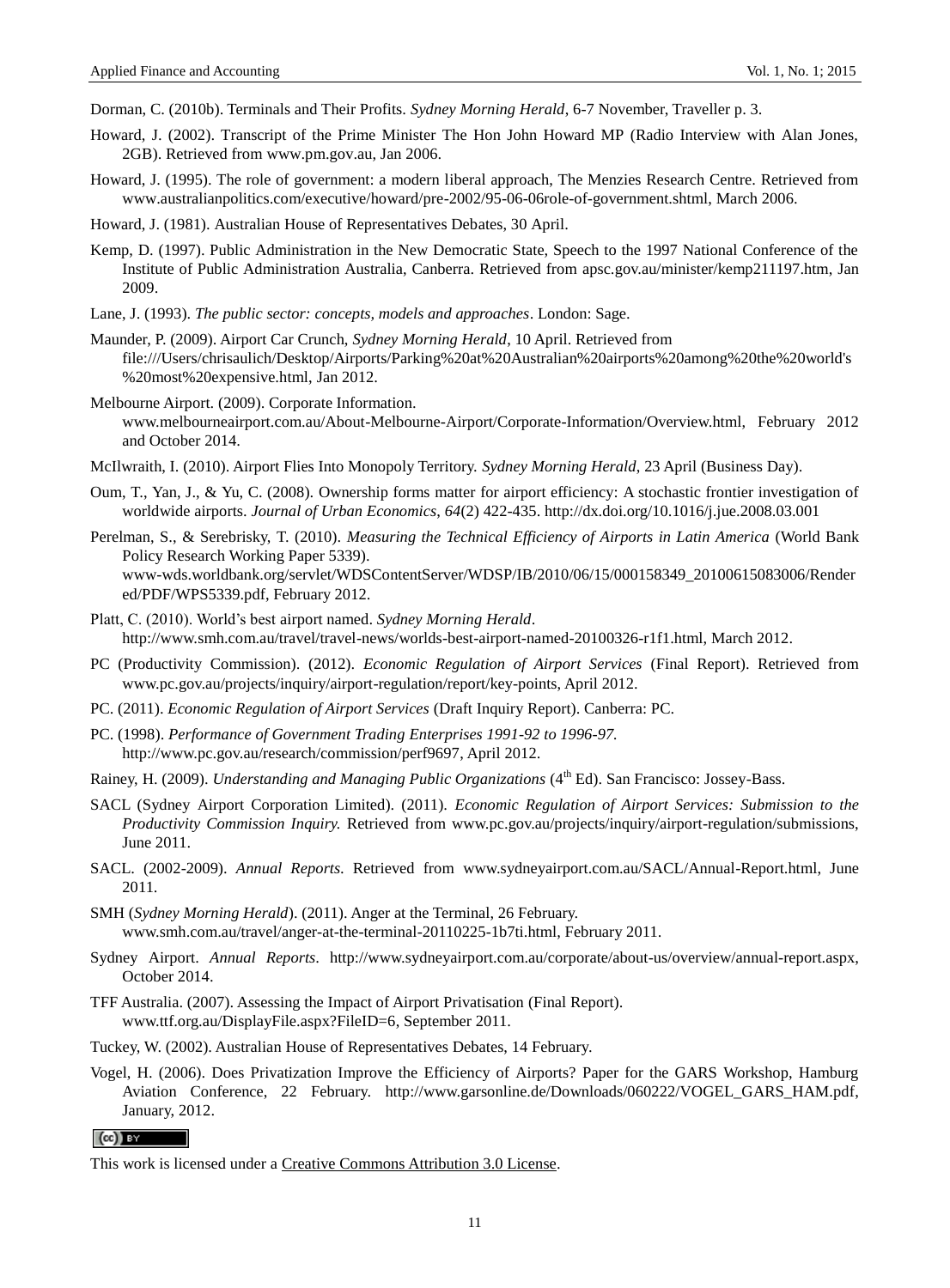Dorman, C. (2010b). Terminals and Their Profits. *Sydney Morning Herald*, 6-7 November, Traveller p. 3.

Howard, J. (2002). Transcript of the Prime Minister The Hon John Howard MP (Radio Interview with Alan Jones, 2GB). Retrieved from www.pm.gov.au, Jan 2006.

Howard, J. (1995). The role of government: a modern liberal approach, The Menzies Research Centre. Retrieved from www.australianpolitics.com/executive/howard/pre-2002/95-06-06role-of-government.shtml, March 2006.

Howard, J. (1981). Australian House of Representatives Debates, 30 April.

Kemp, D. (1997). Public Administration in the New Democratic State, Speech to the 1997 National Conference of the Institute of Public Administration Australia, Canberra. Retrieved from apsc.gov.au/minister/kemp211197.htm, Jan 2009.

Lane, J. (1993). *The public sector: concepts, models and approaches*. London: Sage.

Maunder, P. (2009). Airport Car Crunch, *Sydney Morning Herald*, 10 April. Retrieved from file:///Users/chrisaulich/Desktop/Airports/Parking%20at%20Australian%20airports%20among%20the%20world's%20most%20expensive.html, Jan 2012.

Melbourne Airport. (2009). Corporate Information. www.melbourneairport.com.au/About-Melbourne-Airport/Corporate-Information/Overview.html, February 2012 and October 2014.

McIlwraith, I. (2010). Airport Flies Into Monopoly Territory. *Sydney Morning Herald*, 23 April (Business Day).

Oum, T., Yan, J., & Yu, C. (2008). Ownership forms matter for airport efficiency: A stochastic frontier investigation of worldwide airports. *Journal of Urban Economics*, *64*(2) 422-435. http://dx.doi.org/10.1016/j.jue.2008.03.001

Perelman, S., & Serebrisky, T. (2010). *Measuring the Technical Efficiency of Airports in Latin America* (World Bank Policy Research Working Paper 5339). www-wds.worldbank.org/servlet/WDSContentServer/WDSP/IB/2010/06/15/000158349_20100615083006/Rendered/PDF/WPS5339.pdf, February 2012.

Platt, C. (2010). World's best airport named. *Sydney Morning Herald*. http://www.smh.com.au/travel/travel-news/worlds-best-airport-named-20100326-r1f1.html, March 2012.

PC (Productivity Commission). (2012). *Economic Regulation of Airport Services* (Final Report). Retrieved from www.pc.gov.au/projects/inquiry/airport-regulation/report/key-points, April 2012.

PC. (2011). *Economic Regulation of Airport Services* (Draft Inquiry Report). Canberra: PC.

PC. (1998). *Performance of Government Trading Enterprises 1991-92 to 1996-97.* http://www.pc.gov.au/research/commission/perf9697, April 2012.

Rainey, H. (2009). *Understanding and Managing Public Organizations* (4th Ed). San Francisco: Jossey-Bass.

SACL (Sydney Airport Corporation Limited). (2011). *Economic Regulation of Airport Services: Submission to the Productivity Commission Inquiry.* Retrieved from www.pc.gov.au/projects/inquiry/airport-regulation/submissions, June 2011.

SACL. (2002-2009). *Annual Reports*. Retrieved from www.sydneyairport.com.au/SACL/Annual-Report.html, June 2011.

SMH (*Sydney Morning Herald*). (2011). Anger at the Terminal, 26 February. www.smh.com.au/travel/anger-at-the-terminal-20110225-1b7ti.html, February 2011.

Sydney Airport. *Annual Reports*. http://www.sydneyairport.com.au/corporate/about-us/overview/annual-report.aspx, October 2014.

TFF Australia. (2007). Assessing the Impact of Airport Privatisation (Final Report). www.ttf.org.au/DisplayFile.aspx?FileID=6, September 2011.

Tuckey, W. (2002). Australian House of Representatives Debates, 14 February.

Vogel, H. (2006). Does Privatization Improve the Efficiency of Airports? Paper for the GARS Workshop, Hamburg Aviation Conference, 22 February. http://www.garsonline.de/Downloads/060222/VOGEL_GARS_HAM.pdf, January, 2012.

This work is licensed under a Creative Commons Attribution 3.0 License.